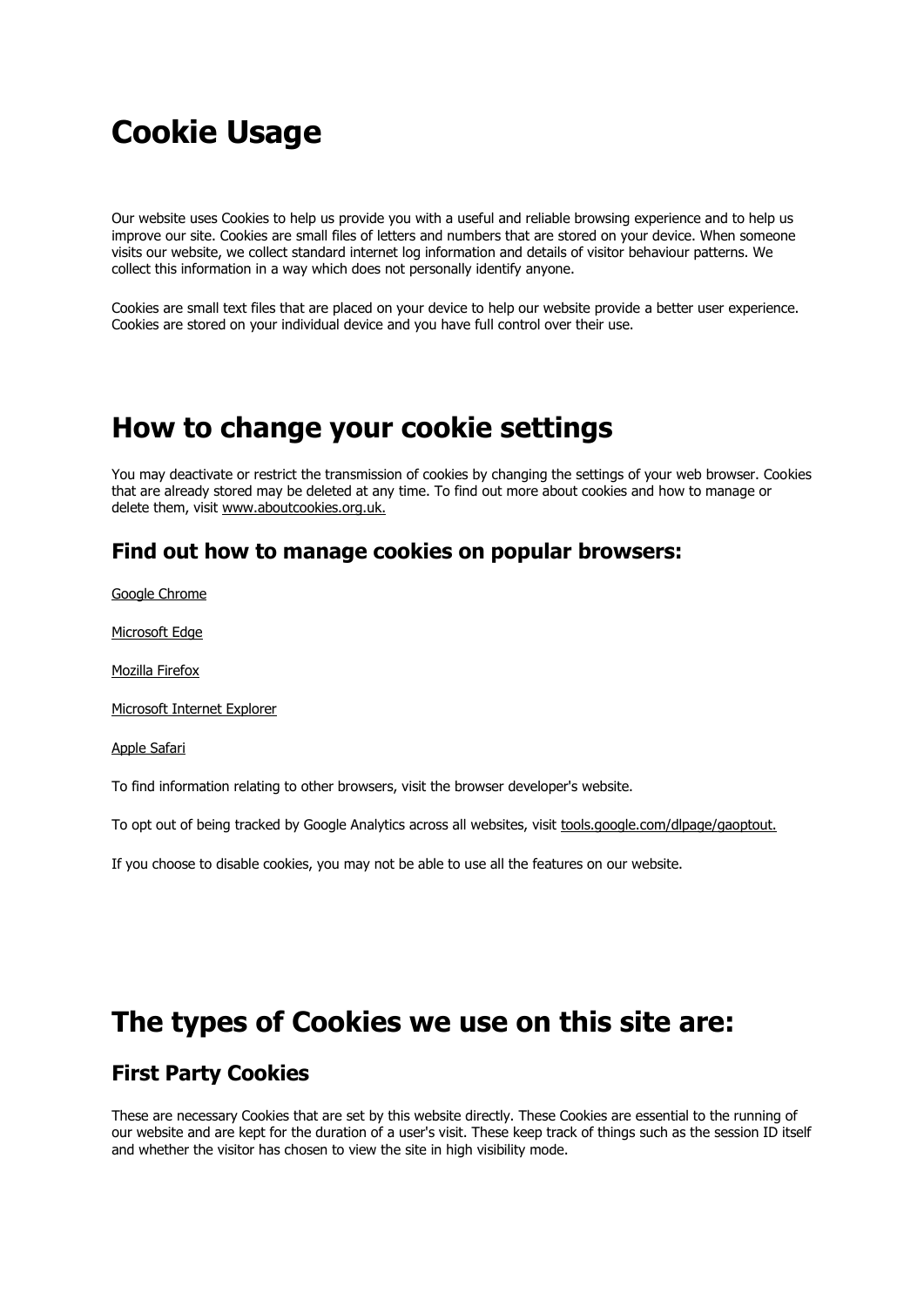# Cookie Usage

Our website uses Cookies to help us provide you with a useful and reliable browsing experience and to help us improve our site. Cookies are small files of letters and numbers that are stored on your device. When someone visits our website, we collect standard internet log information and details of visitor behaviour patterns. We collect this information in a way which does not personally identify anyone.

Cookies are small text files that are placed on your device to help our website provide a better user experience. Cookies are stored on your individual device and you have full control over their use.

# How to change your cookie settings

You may deactivate or restrict the transmission of cookies by changing the settings of your web browser. Cookies that are already stored may be deleted at any time. To find out more about cookies and how to manage or delete them, visit www.aboutcookies.org.uk.

## Find out how to manage cookies on popular browsers:

Google Chrome

Microsoft Edge

Mozilla Firefox

Microsoft Internet Explorer

Apple Safari

To find information relating to other browsers, visit the browser developer's website.

To opt out of being tracked by Google Analytics across all websites, visit tools.google.com/dlpage/gaoptout.

If you choose to disable cookies, you may not be able to use all the features on our website.

# The types of Cookies we use on this site are:

## First Party Cookies

These are necessary Cookies that are set by this website directly. These Cookies are essential to the running of our website and are kept for the duration of a user's visit. These keep track of things such as the session ID itself and whether the visitor has chosen to view the site in high visibility mode.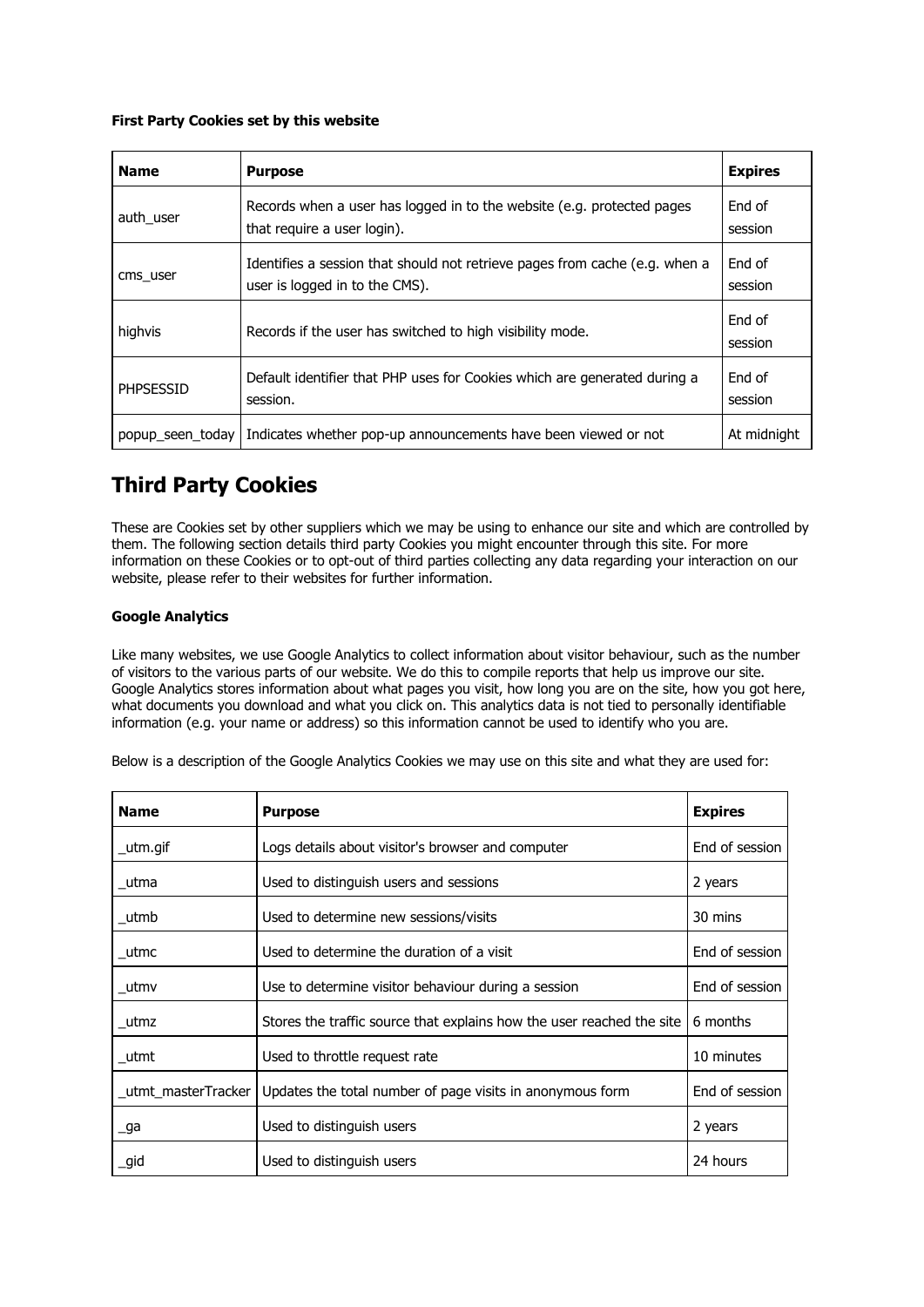**First Party Cookies set by this website**

| Name | Purpose | Expires |
| --- | --- | --- |
| auth_user | Records when a user has logged in to the website (e.g. protected pages that require a user login). | End of session |
| cms_user | Identifies a session that should not retrieve pages from cache (e.g. when a user is logged in to the CMS). | End of session |
| highvis | Records if the user has switched to high visibility mode. | End of session |
| PHPSESSID | Default identifier that PHP uses for Cookies which are generated during a session. | End of session |
| popup_seen_today | Indicates whether pop-up announcements have been viewed or not | At midnight |

## Third Party Cookies

These are Cookies set by other suppliers which we may be using to enhance our site and which are controlled by them. The following section details third party Cookies you might encounter through this site. For more information on these Cookies or to opt-out of third parties collecting any data regarding your interaction on our website, please refer to their websites for further information.

**Google Analytics**

Like many websites, we use Google Analytics to collect information about visitor behaviour, such as the number of visitors to the various parts of our website. We do this to compile reports that help us improve our site. Google Analytics stores information about what pages you visit, how long you are on the site, how you got here, what documents you download and what you click on. This analytics data is not tied to personally identifiable information (e.g. your name or address) so this information cannot be used to identify who you are.

Below is a description of the Google Analytics Cookies we may use on this site and what they are used for:

| Name | Purpose | Expires |
| --- | --- | --- |
| _utm.gif | Logs details about visitor's browser and computer | End of session |
| _utma | Used to distinguish users and sessions | 2 years |
| _utmb | Used to determine new sessions/visits | 30 mins |
| _utmc | Used to determine the duration of a visit | End of session |
| _utmv | Use to determine visitor behaviour during a session | End of session |
| _utmz | Stores the traffic source that explains how the user reached the site | 6 months |
| _utmt | Used to throttle request rate | 10 minutes |
| _utmt_masterTracker | Updates the total number of page visits in anonymous form | End of session |
| _ga | Used to distinguish users | 2 years |
| _gid | Used to distinguish users | 24 hours |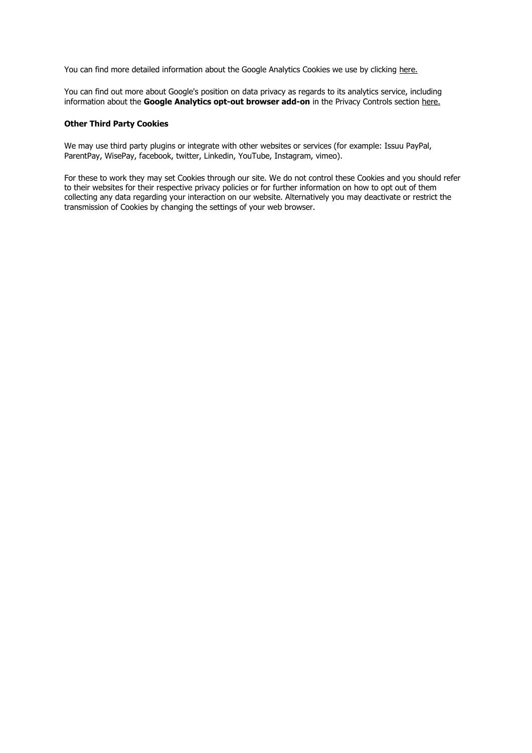You can find more detailed information about the Google Analytics Cookies we use by clicking here.

You can find out more about Google's position on data privacy as regards to its analytics service, including information about the **Google Analytics opt-out browser add-on** in the Privacy Controls section here.

**Other Third Party Cookies**

We may use third party plugins or integrate with other websites or services (for example: Issuu PayPal, ParentPay, WisePay, facebook, twitter, Linkedin, YouTube, Instagram, vimeo).

For these to work they may set Cookies through our site. We do not control these Cookies and you should refer to their websites for their respective privacy policies or for further information on how to opt out of them collecting any data regarding your interaction on our website. Alternatively you may deactivate or restrict the transmission of Cookies by changing the settings of your web browser.